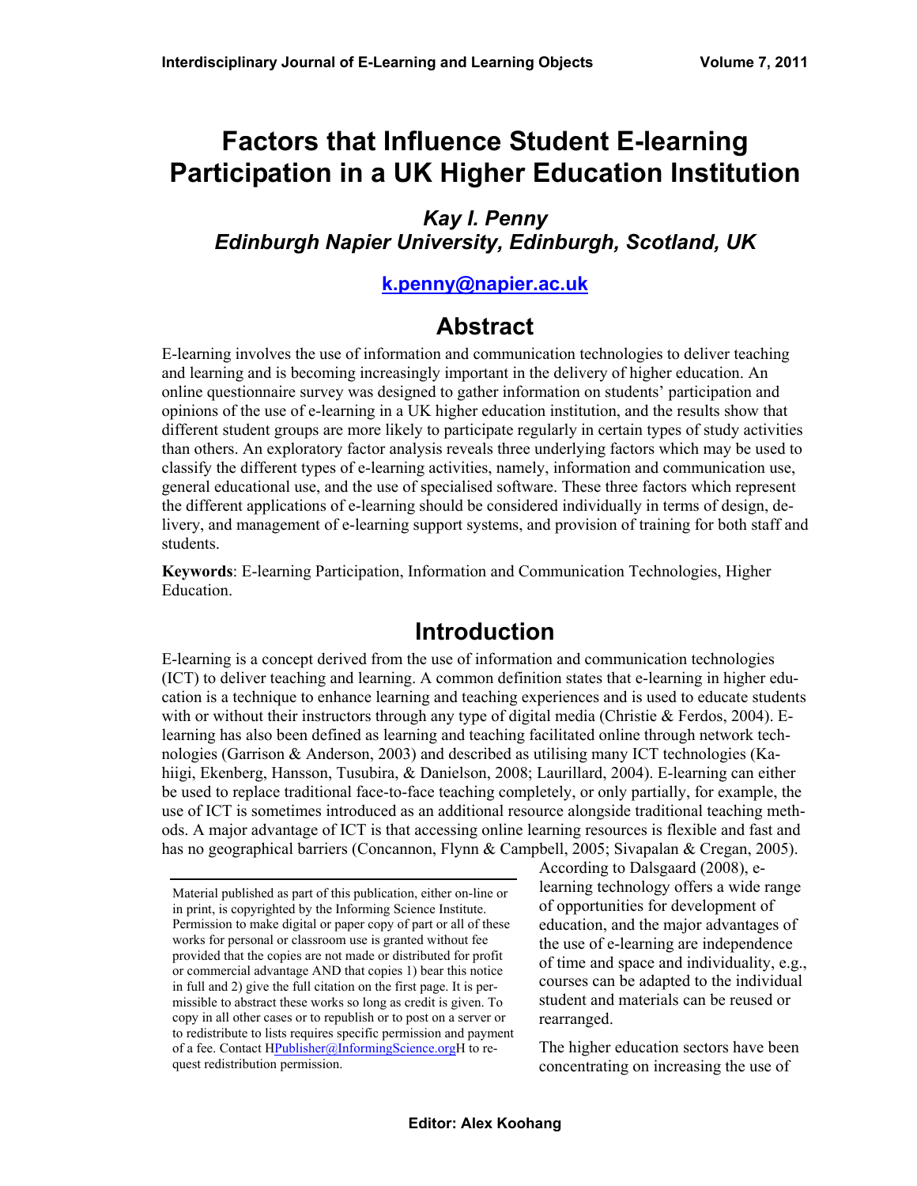# Factors that Influence Student E-learning Participation in a UK Higher Education Institution

***Kay I. Penny***
***Edinburgh Napier University, Edinburgh, Scotland, UK***

**k.penny@napier.ac.uk**

## Abstract

E-learning involves the use of information and communication technologies to deliver teaching and learning and is becoming increasingly important in the delivery of higher education. An online questionnaire survey was designed to gather information on students' participation and opinions of the use of e-learning in a UK higher education institution, and the results show that different student groups are more likely to participate regularly in certain types of study activities than others. An exploratory factor analysis reveals three underlying factors which may be used to classify the different types of e-learning activities, namely, information and communication use, general educational use, and the use of specialised software. These three factors which represent the different applications of e-learning should be considered individually in terms of design, delivery, and management of e-learning support systems, and provision of training for both staff and students.

**Keywords**: E-learning Participation, Information and Communication Technologies, Higher Education.

## Introduction

E-learning is a concept derived from the use of information and communication technologies (ICT) to deliver teaching and learning. A common definition states that e-learning in higher education is a technique to enhance learning and teaching experiences and is used to educate students with or without their instructors through any type of digital media (Christie & Ferdos, 2004). E-learning has also been defined as learning and teaching facilitated online through network technologies (Garrison & Anderson, 2003) and described as utilising many ICT technologies (Kahiigi, Ekenberg, Hansson, Tusubira, & Danielson, 2008; Laurillard, 2004). E-learning can either be used to replace traditional face-to-face teaching completely, or only partially, for example, the use of ICT is sometimes introduced as an additional resource alongside traditional teaching methods. A major advantage of ICT is that accessing online learning resources is flexible and fast and has no geographical barriers (Concannon, Flynn & Campbell, 2005; Sivapalan & Cregan, 2005). According to Dalsgaard (2008), e-learning technology offers a wide range of opportunities for development of education, and the major advantages of the use of e-learning are independence of time and space and individuality, e.g., courses can be adapted to the individual student and materials can be reused or rearranged.

The higher education sectors have been concentrating on increasing the use of

Material published as part of this publication, either on-line or in print, is copyrighted by the Informing Science Institute. Permission to make digital or paper copy of part or all of these works for personal or classroom use is granted without fee provided that the copies are not made or distributed for profit or commercial advantage AND that copies 1) bear this notice in full and 2) give the full citation on the first page. It is permissible to abstract these works so long as credit is given. To copy in all other cases or to republish or to post on a server or to redistribute to lists requires specific permission and payment of a fee. Contact HPublisher@InformingScience.orgH to request redistribution permission.

Editor: Alex Koohang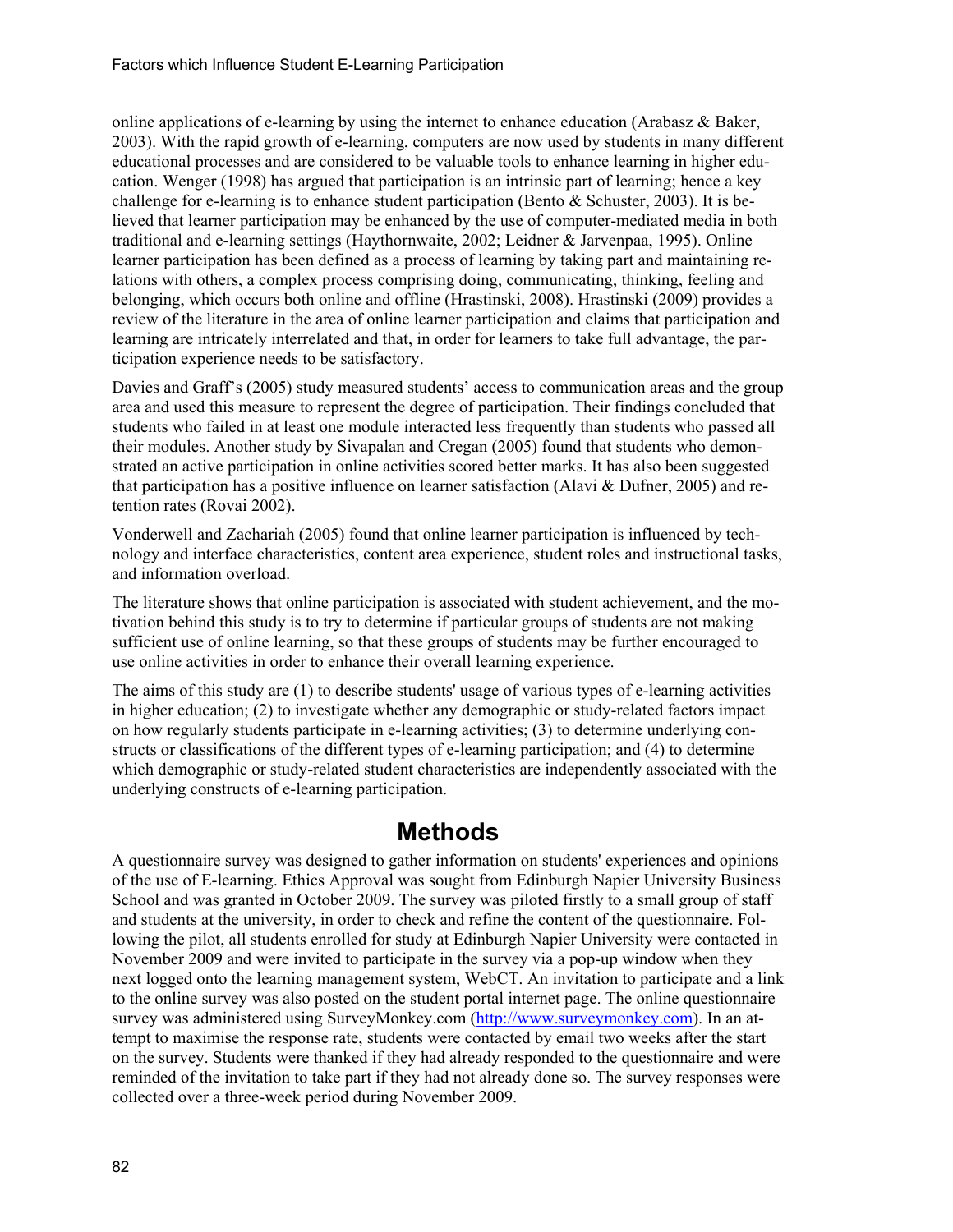online applications of e-learning by using the internet to enhance education (Arabasz & Baker, 2003). With the rapid growth of e-learning, computers are now used by students in many different educational processes and are considered to be valuable tools to enhance learning in higher education. Wenger (1998) has argued that participation is an intrinsic part of learning; hence a key challenge for e-learning is to enhance student participation (Bento & Schuster, 2003). It is believed that learner participation may be enhanced by the use of computer-mediated media in both traditional and e-learning settings (Haythornwaite, 2002; Leidner & Jarvenpaa, 1995). Online learner participation has been defined as a process of learning by taking part and maintaining relations with others, a complex process comprising doing, communicating, thinking, feeling and belonging, which occurs both online and offline (Hrastinski, 2008). Hrastinski (2009) provides a review of the literature in the area of online learner participation and claims that participation and learning are intricately interrelated and that, in order for learners to take full advantage, the participation experience needs to be satisfactory.

Davies and Graff's (2005) study measured students' access to communication areas and the group area and used this measure to represent the degree of participation. Their findings concluded that students who failed in at least one module interacted less frequently than students who passed all their modules. Another study by Sivapalan and Cregan (2005) found that students who demonstrated an active participation in online activities scored better marks. It has also been suggested that participation has a positive influence on learner satisfaction (Alavi & Dufner, 2005) and retention rates (Rovai 2002).

Vonderwell and Zachariah (2005) found that online learner participation is influenced by technology and interface characteristics, content area experience, student roles and instructional tasks, and information overload.

The literature shows that online participation is associated with student achievement, and the motivation behind this study is to try to determine if particular groups of students are not making sufficient use of online learning, so that these groups of students may be further encouraged to use online activities in order to enhance their overall learning experience.

The aims of this study are (1) to describe students' usage of various types of e-learning activities in higher education; (2) to investigate whether any demographic or study-related factors impact on how regularly students participate in e-learning activities; (3) to determine underlying constructs or classifications of the different types of e-learning participation; and (4) to determine which demographic or study-related student characteristics are independently associated with the underlying constructs of e-learning participation.

## Methods

A questionnaire survey was designed to gather information on students' experiences and opinions of the use of E-learning. Ethics Approval was sought from Edinburgh Napier University Business School and was granted in October 2009. The survey was piloted firstly to a small group of staff and students at the university, in order to check and refine the content of the questionnaire. Following the pilot, all students enrolled for study at Edinburgh Napier University were contacted in November 2009 and were invited to participate in the survey via a pop-up window when they next logged onto the learning management system, WebCT. An invitation to participate and a link to the online survey was also posted on the student portal internet page. The online questionnaire survey was administered using SurveyMonkey.com (http://www.surveymonkey.com). In an attempt to maximise the response rate, students were contacted by email two weeks after the start on the survey. Students were thanked if they had already responded to the questionnaire and were reminded of the invitation to take part if they had not already done so. The survey responses were collected over a three-week period during November 2009.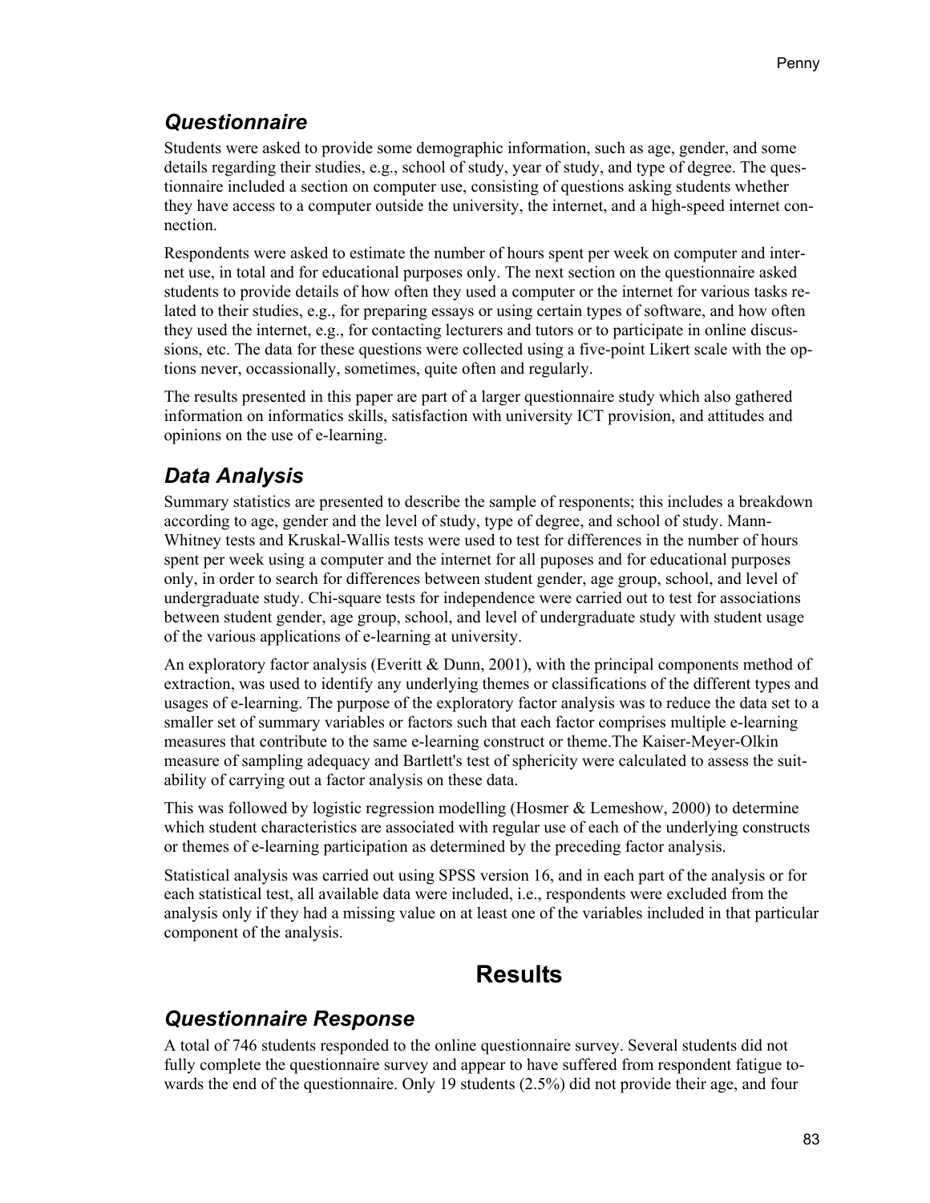## Questionnaire

Students were asked to provide some demographic information, such as age, gender, and some details regarding their studies, e.g., school of study, year of study, and type of degree. The questionnaire included a section on computer use, consisting of questions asking students whether they have access to a computer outside the university, the internet, and a high-speed internet connection.

Respondents were asked to estimate the number of hours spent per week on computer and internet use, in total and for educational purposes only. The next section on the questionnaire asked students to provide details of how often they used a computer or the internet for various tasks related to their studies, e.g., for preparing essays or using certain types of software, and how often they used the internet, e.g., for contacting lecturers and tutors or to participate in online discussions, etc. The data for these questions were collected using a five-point Likert scale with the options never, occassionally, sometimes, quite often and regularly.

The results presented in this paper are part of a larger questionnaire study which also gathered information on informatics skills, satisfaction with university ICT provision, and attitudes and opinions on the use of e-learning.

## Data Analysis

Summary statistics are presented to describe the sample of responents; this includes a breakdown according to age, gender and the level of study, type of degree, and school of study. Mann-Whitney tests and Kruskal-Wallis tests were used to test for differences in the number of hours spent per week using a computer and the internet for all puposes and for educational purposes only, in order to search for differences between student gender, age group, school, and level of undergraduate study. Chi-square tests for independence were carried out to test for associations between student gender, age group, school, and level of undergraduate study with student usage of the various applications of e-learning at university.

An exploratory factor analysis (Everitt & Dunn, 2001), with the principal components method of extraction, was used to identify any underlying themes or classifications of the different types and usages of e-learning. The purpose of the exploratory factor analysis was to reduce the data set to a smaller set of summary variables or factors such that each factor comprises multiple e-learning measures that contribute to the same e-learning construct or theme.The Kaiser-Meyer-Olkin measure of sampling adequacy and Bartlett's test of sphericity were calculated to assess the suitability of carrying out a factor analysis on these data.

This was followed by logistic regression modelling (Hosmer & Lemeshow, 2000) to determine which student characteristics are associated with regular use of each of the underlying constructs or themes of e-learning participation as determined by the preceding factor analysis.

Statistical analysis was carried out using SPSS version 16, and in each part of the analysis or for each statistical test, all available data were included, i.e., respondents were excluded from the analysis only if they had a missing value on at least one of the variables included in that particular component of the analysis.

# Results

## Questionnaire Response

A total of 746 students responded to the online questionnaire survey. Several students did not fully complete the questionnaire survey and appear to have suffered from respondent fatigue towards the end of the questionnaire. Only 19 students (2.5%) did not provide their age, and four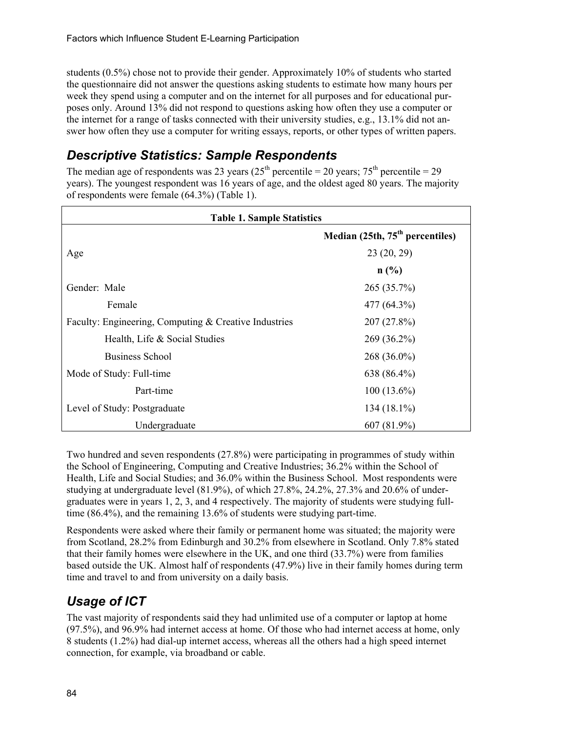students (0.5%) chose not to provide their gender. Approximately 10% of students who started the questionnaire did not answer the questions asking students to estimate how many hours per week they spend using a computer and on the internet for all purposes and for educational purposes only. Around 13% did not respond to questions asking how often they use a computer or the internet for a range of tasks connected with their university studies, e.g., 13.1% did not answer how often they use a computer for writing essays, reports, or other types of written papers.

## *Descriptive Statistics: Sample Respondents*

The median age of respondents was 23 years ($25^{th}$ percentile = 20 years; $75^{th}$ percentile = 29 years). The youngest respondent was 16 years of age, and the oldest aged 80 years. The majority of respondents were female (64.3%) (Table 1).

**Table 1. Sample Statistics**

| | Median (25th, $75^{th}$ percentiles) |
|---|---|
| Age | 23 (20, 29) |
| | **n (%)** |
| Gender: Male | 265 (35.7%) |
| Female | 477 (64.3%) |
| Faculty: Engineering, Computing & Creative Industries | 207 (27.8%) |
| Health, Life & Social Studies | 269 (36.2%) |
| Business School | 268 (36.0%) |
| Mode of Study: Full-time | 638 (86.4%) |
| Part-time | 100 (13.6%) |
| Level of Study: Postgraduate | 134 (18.1%) |
| Undergraduate | 607 (81.9%) |

Two hundred and seven respondents (27.8%) were participating in programmes of study within the School of Engineering, Computing and Creative Industries; 36.2% within the School of Health, Life and Social Studies; and 36.0% within the Business School. Most respondents were studying at undergraduate level (81.9%), of which 27.8%, 24.2%, 27.3% and 20.6% of undergraduates were in years 1, 2, 3, and 4 respectively. The majority of students were studying full-time (86.4%), and the remaining 13.6% of students were studying part-time.

Respondents were asked where their family or permanent home was situated; the majority were from Scotland, 28.2% from Edinburgh and 30.2% from elsewhere in Scotland. Only 7.8% stated that their family homes were elsewhere in the UK, and one third (33.7%) were from families based outside the UK. Almost half of respondents (47.9%) live in their family homes during term time and travel to and from university on a daily basis.

## *Usage of ICT*

The vast majority of respondents said they had unlimited use of a computer or laptop at home (97.5%), and 96.9% had internet access at home. Of those who had internet access at home, only 8 students (1.2%) had dial-up internet access, whereas all the others had a high speed internet connection, for example, via broadband or cable.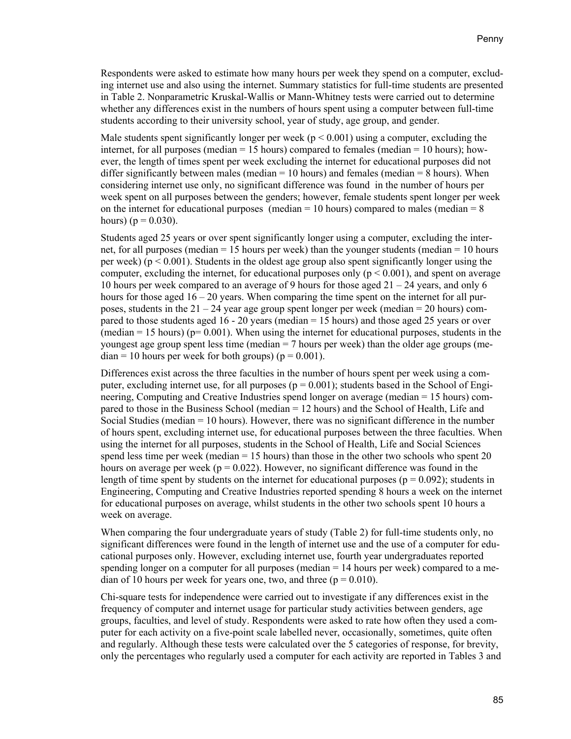Respondents were asked to estimate how many hours per week they spend on a computer, excluding internet use and also using the internet. Summary statistics for full-time students are presented in Table 2. Nonparametric Kruskal-Wallis or Mann-Whitney tests were carried out to determine whether any differences exist in the numbers of hours spent using a computer between full-time students according to their university school, year of study, age group, and gender.

Male students spent significantly longer per week ($p < 0.001$) using a computer, excluding the internet, for all purposes (median = 15 hours) compared to females (median = 10 hours); however, the length of times spent per week excluding the internet for educational purposes did not differ significantly between males (median = 10 hours) and females (median = 8 hours). When considering internet use only, no significant difference was found in the number of hours per week spent on all purposes between the genders; however, female students spent longer per week on the internet for educational purposes (median = 10 hours) compared to males (median = 8 hours) ($p = 0.030$).

Students aged 25 years or over spent significantly longer using a computer, excluding the internet, for all purposes (median = 15 hours per week) than the younger students (median = 10 hours per week) ($p < 0.001$). Students in the oldest age group also spent significantly longer using the computer, excluding the internet, for educational purposes only ($p < 0.001$), and spent on average 10 hours per week compared to an average of 9 hours for those aged 21 – 24 years, and only 6 hours for those aged 16 – 20 years. When comparing the time spent on the internet for all purposes, students in the 21 – 24 year age group spent longer per week (median = 20 hours) compared to those students aged 16 - 20 years (median = 15 hours) and those aged 25 years or over (median = 15 hours) ($p = 0.001$). When using the internet for educational purposes, students in the youngest age group spent less time (median = 7 hours per week) than the older age groups (median = 10 hours per week for both groups) ($p = 0.001$).

Differences exist across the three faculties in the number of hours spent per week using a computer, excluding internet use, for all purposes ($p = 0.001$); students based in the School of Engineering, Computing and Creative Industries spend longer on average (median = 15 hours) compared to those in the Business School (median = 12 hours) and the School of Health, Life and Social Studies (median = 10 hours). However, there was no significant difference in the number of hours spent, excluding internet use, for educational purposes between the three faculties. When using the internet for all purposes, students in the School of Health, Life and Social Sciences spend less time per week (median = 15 hours) than those in the other two schools who spent 20 hours on average per week ($p = 0.022$). However, no significant difference was found in the length of time spent by students on the internet for educational purposes ($p = 0.092$); students in Engineering, Computing and Creative Industries reported spending 8 hours a week on the internet for educational purposes on average, whilst students in the other two schools spent 10 hours a week on average.

When comparing the four undergraduate years of study (Table 2) for full-time students only, no significant differences were found in the length of internet use and the use of a computer for educational purposes only. However, excluding internet use, fourth year undergraduates reported spending longer on a computer for all purposes (median = 14 hours per week) compared to a median of 10 hours per week for years one, two, and three ($p = 0.010$).

Chi-square tests for independence were carried out to investigate if any differences exist in the frequency of computer and internet usage for particular study activities between genders, age groups, faculties, and level of study. Respondents were asked to rate how often they used a computer for each activity on a five-point scale labelled never, occasionally, sometimes, quite often and regularly. Although these tests were calculated over the 5 categories of response, for brevity, only the percentages who regularly used a computer for each activity are reported in Tables 3 and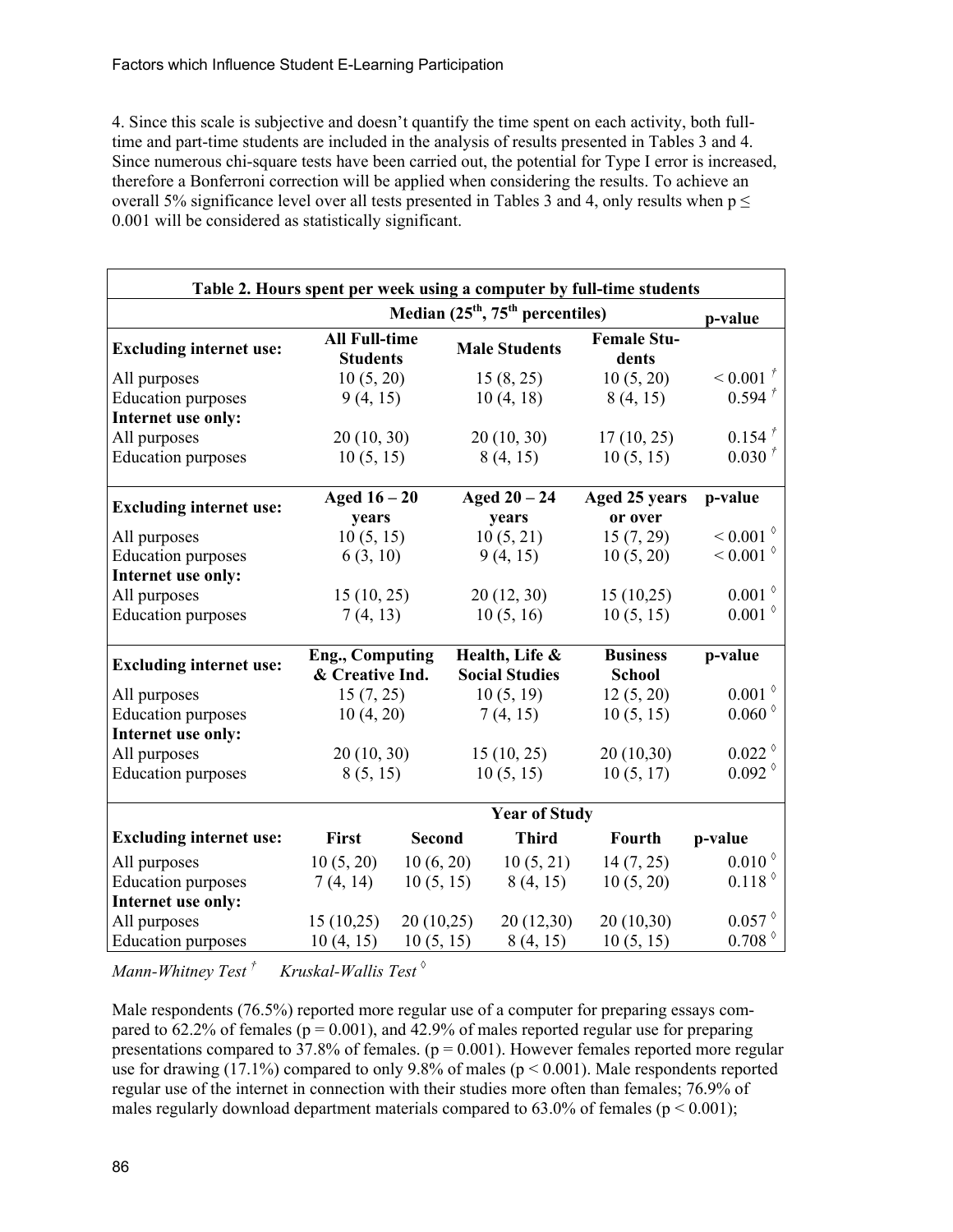4. Since this scale is subjective and doesn't quantify the time spent on each activity, both full-time and part-time students are included in the analysis of results presented in Tables 3 and 4. Since numerous chi-square tests have been carried out, the potential for Type I error is increased, therefore a Bonferroni correction will be applied when considering the results. To achieve an overall 5% significance level over all tests presented in Tables 3 and 4, only results when $p \leq 0.001$ will be considered as statistically significant.

**Table 2. Hours spent per week using a computer by full-time students**

| | Median (25th, 75th percentiles) | | | | p-value |
|---|---|---|---|---|---|
| **Excluding internet use:** | **All Full-time Students** | | **Male Students** | **Female Students** | |
| All purposes | 10 (5, 20) | | 15 (8, 25) | 10 (5, 20) | < 0.001 † |
| Education purposes | 9 (4, 15) | | 10 (4, 18) | 8 (4, 15) | 0.594 † |
| **Internet use only:** | | | | | |
| All purposes | 20 (10, 30) | | 20 (10, 30) | 17 (10, 25) | 0.154 † |
| Education purposes | 10 (5, 15) | | 8 (4, 15) | 10 (5, 15) | 0.030 † |
| **Excluding internet use:** | **Aged 16 – 20 years** | | **Aged 20 – 24 years** | **Aged 25 years or over** | **p-value** |
| All purposes | 10 (5, 15) | | 10 (5, 21) | 15 (7, 29) | < 0.001 ◊ |
| Education purposes | 6 (3, 10) | | 9 (4, 15) | 10 (5, 20) | < 0.001 ◊ |
| **Internet use only:** | | | | | |
| All purposes | 15 (10, 25) | | 20 (12, 30) | 15 (10,25) | 0.001 ◊ |
| Education purposes | 7 (4, 13) | | 10 (5, 16) | 10 (5, 15) | 0.001 ◊ |
| **Excluding internet use:** | **Eng., Computing & Creative Ind.** | | **Health, Life & Social Studies** | **Business School** | **p-value** |
| All purposes | 15 (7, 25) | | 10 (5, 19) | 12 (5, 20) | 0.001 ◊ |
| Education purposes | 10 (4, 20) | | 7 (4, 15) | 10 (5, 15) | 0.060 ◊ |
| **Internet use only:** | | | | | |
| All purposes | 20 (10, 30) | | 15 (10, 25) | 20 (10,30) | 0.022 ◊ |
| Education purposes | 8 (5, 15) | | 10 (5, 15) | 10 (5, 17) | 0.092 ◊ |
| | **Year of Study** | | | | |
| **Excluding internet use:** | **First** | **Second** | **Third** | **Fourth** | **p-value** |
| All purposes | 10 (5, 20) | 10 (6, 20) | 10 (5, 21) | 14 (7, 25) | 0.010 ◊ |
| Education purposes | 7 (4, 14) | 10 (5, 15) | 8 (4, 15) | 10 (5, 20) | 0.118 ◊ |
| **Internet use only:** | | | | | |
| All purposes | 15 (10,25) | 20 (10,25) | 20 (12,30) | 20 (10,30) | 0.057 ◊ |
| Education purposes | 10 (4, 15) | 10 (5, 15) | 8 (4, 15) | 10 (5, 15) | 0.708 ◊ |

*Mann-Whitney Test †　　Kruskal-Wallis Test ◊*

Male respondents (76.5%) reported more regular use of a computer for preparing essays compared to 62.2% of females ($p = 0.001$), and 42.9% of males reported regular use for preparing presentations compared to 37.8% of females. ($p = 0.001$). However females reported more regular use for drawing (17.1%) compared to only 9.8% of males ($p < 0.001$). Male respondents reported regular use of the internet in connection with their studies more often than females; 76.9% of males regularly download department materials compared to 63.0% of females ($p < 0.001$);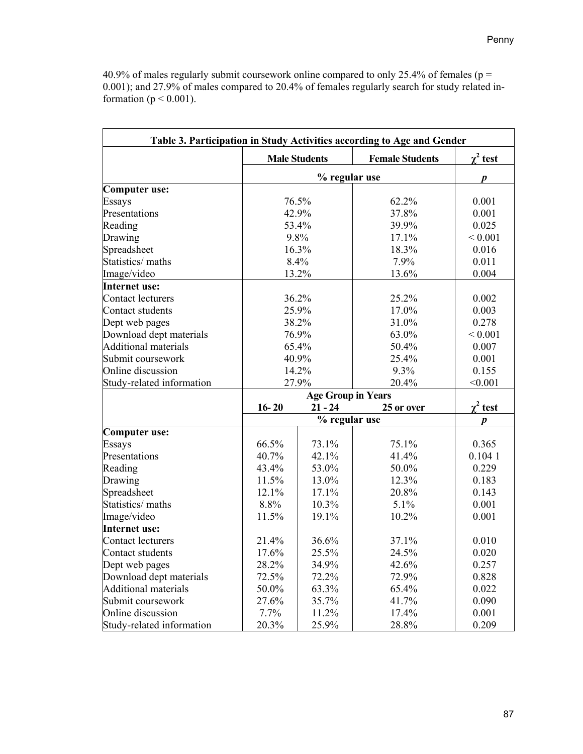40.9% of males regularly submit coursework online compared to only 25.4% of females ($p = 0.001$); and 27.9% of males compared to 20.4% of females regularly search for study related information ($p < 0.001$).

**Table 3. Participation in Study Activities according to Age and Gender**

| | Male Students | | Female Students | $\chi^2$ test |
|---|---|---|---|---|
| | % regular use | | | *p* |
| **Computer use:** | | | | |
| Essays | 76.5% | | 62.2% | 0.001 |
| Presentations | 42.9% | | 37.8% | 0.001 |
| Reading | 53.4% | | 39.9% | 0.025 |
| Drawing | 9.8% | | 17.1% | < 0.001 |
| Spreadsheet | 16.3% | | 18.3% | 0.016 |
| Statistics/ maths | 8.4% | | 7.9% | 0.011 |
| Image/video | 13.2% | | 13.6% | 0.004 |
| **Internet use:** | | | | |
| Contact lecturers | 36.2% | | 25.2% | 0.002 |
| Contact students | 25.9% | | 17.0% | 0.003 |
| Dept web pages | 38.2% | | 31.0% | 0.278 |
| Download dept materials | 76.9% | | 63.0% | < 0.001 |
| Additional materials | 65.4% | | 50.4% | 0.007 |
| Submit coursework | 40.9% | | 25.4% | 0.001 |
| Online discussion | 14.2% | | 9.3% | 0.155 |
| Study-related information | 27.9% | | 20.4% | <0.001 |
| | Age Group in Years | | | |
| | 16- 20 | 21 - 24 | 25 or over | $\chi^2$ test |
| | % regular use | | | *p* |
| **Computer use:** | | | | |
| Essays | 66.5% | 73.1% | 75.1% | 0.365 |
| Presentations | 40.7% | 42.1% | 41.4% | 0.104 1 |
| Reading | 43.4% | 53.0% | 50.0% | 0.229 |
| Drawing | 11.5% | 13.0% | 12.3% | 0.183 |
| Spreadsheet | 12.1% | 17.1% | 20.8% | 0.143 |
| Statistics/ maths | 8.8% | 10.3% | 5.1% | 0.001 |
| Image/video | 11.5% | 19.1% | 10.2% | 0.001 |
| **Internet use:** | | | | |
| Contact lecturers | 21.4% | 36.6% | 37.1% | 0.010 |
| Contact students | 17.6% | 25.5% | 24.5% | 0.020 |
| Dept web pages | 28.2% | 34.9% | 42.6% | 0.257 |
| Download dept materials | 72.5% | 72.2% | 72.9% | 0.828 |
| Additional materials | 50.0% | 63.3% | 65.4% | 0.022 |
| Submit coursework | 27.6% | 35.7% | 41.7% | 0.090 |
| Online discussion | 7.7% | 11.2% | 17.4% | 0.001 |
| Study-related information | 20.3% | 25.9% | 28.8% | 0.209 |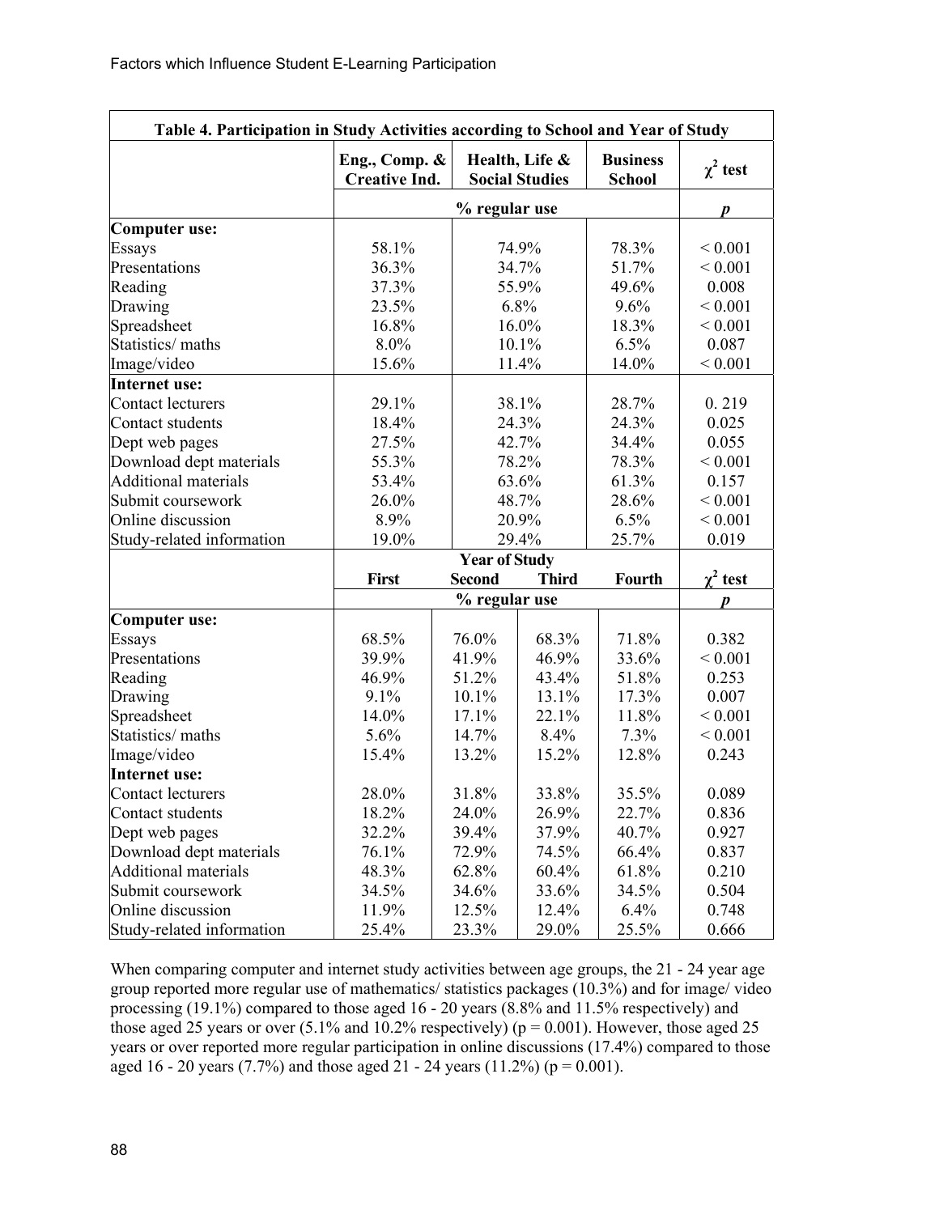**Table 4. Participation in Study Activities according to School and Year of Study**

| | Eng., Comp. & Creative Ind. | Health, Life & Social Studies | | Business School | $\chi^2$ test |
|---|---|---|---|---|---|
| | % regular use | | | | $p$ |
| **Computer use:** | | | | | |
| Essays | 58.1% | 74.9% | | 78.3% | < 0.001 |
| Presentations | 36.3% | 34.7% | | 51.7% | < 0.001 |
| Reading | 37.3% | 55.9% | | 49.6% | 0.008 |
| Drawing | 23.5% | 6.8% | | 9.6% | < 0.001 |
| Spreadsheet | 16.8% | 16.0% | | 18.3% | < 0.001 |
| Statistics/ maths | 8.0% | 10.1% | | 6.5% | 0.087 |
| Image/video | 15.6% | 11.4% | | 14.0% | < 0.001 |
| **Internet use:** | | | | | |
| Contact lecturers | 29.1% | 38.1% | | 28.7% | 0. 219 |
| Contact students | 18.4% | 24.3% | | 24.3% | 0.025 |
| Dept web pages | 27.5% | 42.7% | | 34.4% | 0.055 |
| Download dept materials | 55.3% | 78.2% | | 78.3% | < 0.001 |
| Additional materials | 53.4% | 63.6% | | 61.3% | 0.157 |
| Submit coursework | 26.0% | 48.7% | | 28.6% | < 0.001 |
| Online discussion | 8.9% | 20.9% | | 6.5% | < 0.001 |
| Study-related information | 19.0% | 29.4% | | 25.7% | 0.019 |
| | Year of Study | | | | |
| | **First** | **Second** | **Third** | **Fourth** | $\chi^2$ test |
| | % regular use | | | | $p$ |
| **Computer use:** | | | | | |
| Essays | 68.5% | 76.0% | 68.3% | 71.8% | 0.382 |
| Presentations | 39.9% | 41.9% | 46.9% | 33.6% | < 0.001 |
| Reading | 46.9% | 51.2% | 43.4% | 51.8% | 0.253 |
| Drawing | 9.1% | 10.1% | 13.1% | 17.3% | 0.007 |
| Spreadsheet | 14.0% | 17.1% | 22.1% | 11.8% | < 0.001 |
| Statistics/ maths | 5.6% | 14.7% | 8.4% | 7.3% | < 0.001 |
| Image/video | 15.4% | 13.2% | 15.2% | 12.8% | 0.243 |
| **Internet use:** | | | | | |
| Contact lecturers | 28.0% | 31.8% | 33.8% | 35.5% | 0.089 |
| Contact students | 18.2% | 24.0% | 26.9% | 22.7% | 0.836 |
| Dept web pages | 32.2% | 39.4% | 37.9% | 40.7% | 0.927 |
| Download dept materials | 76.1% | 72.9% | 74.5% | 66.4% | 0.837 |
| Additional materials | 48.3% | 62.8% | 60.4% | 61.8% | 0.210 |
| Submit coursework | 34.5% | 34.6% | 33.6% | 34.5% | 0.504 |
| Online discussion | 11.9% | 12.5% | 12.4% | 6.4% | 0.748 |
| Study-related information | 25.4% | 23.3% | 29.0% | 25.5% | 0.666 |

When comparing computer and internet study activities between age groups, the 21 - 24 year age group reported more regular use of mathematics/ statistics packages (10.3%) and for image/ video processing (19.1%) compared to those aged 16 - 20 years (8.8% and 11.5% respectively) and those aged 25 years or over (5.1% and 10.2% respectively) ($p = 0.001$). However, those aged 25 years or over reported more regular participation in online discussions (17.4%) compared to those aged 16 - 20 years (7.7%) and those aged 21 - 24 years (11.2%) ($p = 0.001$).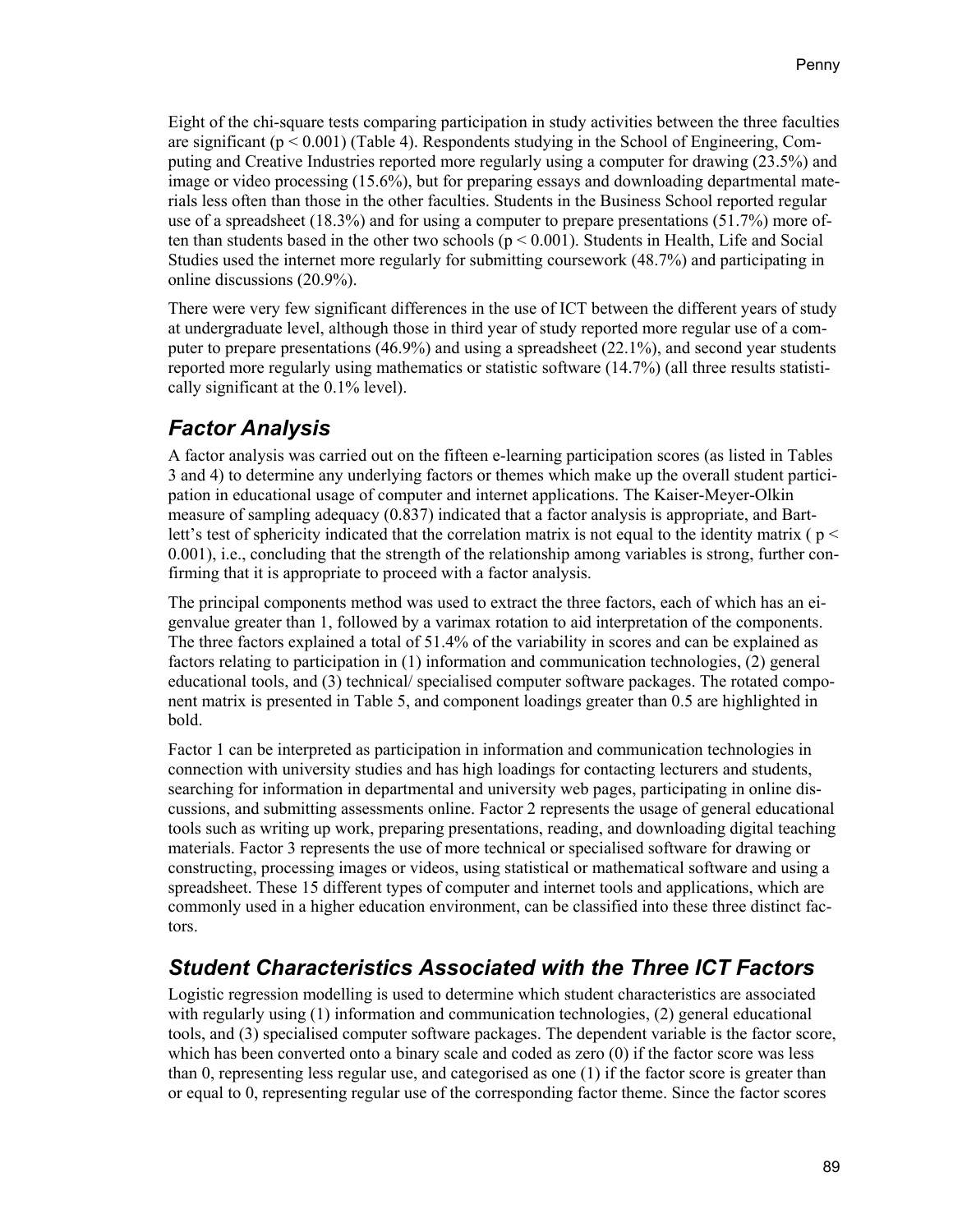Eight of the chi-square tests comparing participation in study activities between the three faculties are significant ($p < 0.001$) (Table 4). Respondents studying in the School of Engineering, Computing and Creative Industries reported more regularly using a computer for drawing (23.5%) and image or video processing (15.6%), but for preparing essays and downloading departmental materials less often than those in the other faculties. Students in the Business School reported regular use of a spreadsheet (18.3%) and for using a computer to prepare presentations (51.7%) more often than students based in the other two schools ($p < 0.001$). Students in Health, Life and Social Studies used the internet more regularly for submitting coursework (48.7%) and participating in online discussions (20.9%).

There were very few significant differences in the use of ICT between the different years of study at undergraduate level, although those in third year of study reported more regular use of a computer to prepare presentations (46.9%) and using a spreadsheet (22.1%), and second year students reported more regularly using mathematics or statistic software (14.7%) (all three results statistically significant at the 0.1% level).

## Factor Analysis

A factor analysis was carried out on the fifteen e-learning participation scores (as listed in Tables 3 and 4) to determine any underlying factors or themes which make up the overall student participation in educational usage of computer and internet applications. The Kaiser-Meyer-Olkin measure of sampling adequacy (0.837) indicated that a factor analysis is appropriate, and Bartlett's test of sphericity indicated that the correlation matrix is not equal to the identity matrix ( $p < 0.001$), i.e., concluding that the strength of the relationship among variables is strong, further confirming that it is appropriate to proceed with a factor analysis.

The principal components method was used to extract the three factors, each of which has an eigenvalue greater than 1, followed by a varimax rotation to aid interpretation of the components. The three factors explained a total of 51.4% of the variability in scores and can be explained as factors relating to participation in (1) information and communication technologies, (2) general educational tools, and (3) technical/ specialised computer software packages. The rotated component matrix is presented in Table 5, and component loadings greater than 0.5 are highlighted in bold.

Factor 1 can be interpreted as participation in information and communication technologies in connection with university studies and has high loadings for contacting lecturers and students, searching for information in departmental and university web pages, participating in online discussions, and submitting assessments online. Factor 2 represents the usage of general educational tools such as writing up work, preparing presentations, reading, and downloading digital teaching materials. Factor 3 represents the use of more technical or specialised software for drawing or constructing, processing images or videos, using statistical or mathematical software and using a spreadsheet. These 15 different types of computer and internet tools and applications, which are commonly used in a higher education environment, can be classified into these three distinct factors.

## Student Characteristics Associated with the Three ICT Factors

Logistic regression modelling is used to determine which student characteristics are associated with regularly using (1) information and communication technologies, (2) general educational tools, and (3) specialised computer software packages. The dependent variable is the factor score, which has been converted onto a binary scale and coded as zero (0) if the factor score was less than 0, representing less regular use, and categorised as one (1) if the factor score is greater than or equal to 0, representing regular use of the corresponding factor theme. Since the factor scores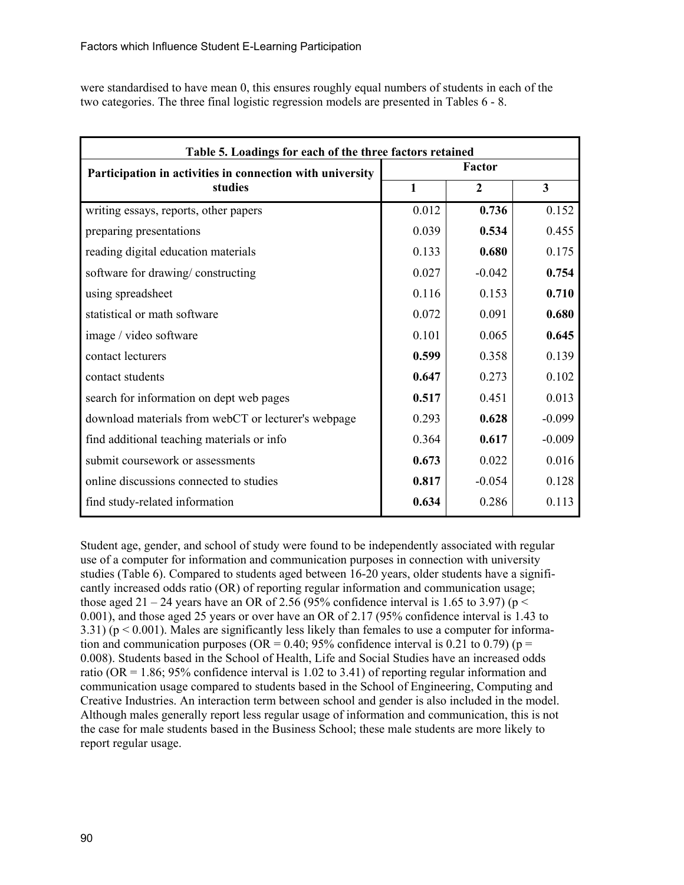were standardised to have mean 0, this ensures roughly equal numbers of students in each of the two categories. The three final logistic regression models are presented in Tables 6 - 8.

**Table 5. Loadings for each of the three factors retained**

| Participation in activities in connection with university studies | Factor | | |
|---|---|---|---|
| | 1 | 2 | 3 |
| writing essays, reports, other papers | 0.012 | **0.736** | 0.152 |
| preparing presentations | 0.039 | **0.534** | 0.455 |
| reading digital education materials | 0.133 | **0.680** | 0.175 |
| software for drawing/ constructing | 0.027 | -0.042 | **0.754** |
| using spreadsheet | 0.116 | 0.153 | **0.710** |
| statistical or math software | 0.072 | 0.091 | **0.680** |
| image / video software | 0.101 | 0.065 | **0.645** |
| contact lecturers | **0.599** | 0.358 | 0.139 |
| contact students | **0.647** | 0.273 | 0.102 |
| search for information on dept web pages | **0.517** | 0.451 | 0.013 |
| download materials from webCT or lecturer's webpage | 0.293 | **0.628** | -0.099 |
| find additional teaching materials or info | 0.364 | **0.617** | -0.009 |
| submit coursework or assessments | **0.673** | 0.022 | 0.016 |
| online discussions connected to studies | **0.817** | -0.054 | 0.128 |
| find study-related information | **0.634** | 0.286 | 0.113 |

Student age, gender, and school of study were found to be independently associated with regular use of a computer for information and communication purposes in connection with university studies (Table 6). Compared to students aged between 16-20 years, older students have a significantly increased odds ratio (OR) of reporting regular information and communication usage; those aged 21 – 24 years have an OR of 2.56 (95% confidence interval is 1.65 to 3.97) ($p < 0.001$), and those aged 25 years or over have an OR of 2.17 (95% confidence interval is 1.43 to 3.31) ($p < 0.001$). Males are significantly less likely than females to use a computer for information and communication purposes (OR = 0.40; 95% confidence interval is 0.21 to 0.79) ($p = 0.008$). Students based in the School of Health, Life and Social Studies have an increased odds ratio (OR = 1.86; 95% confidence interval is 1.02 to 3.41) of reporting regular information and communication usage compared to students based in the School of Engineering, Computing and Creative Industries. An interaction term between school and gender is also included in the model. Although males generally report less regular usage of information and communication, this is not the case for male students based in the Business School; these male students are more likely to report regular usage.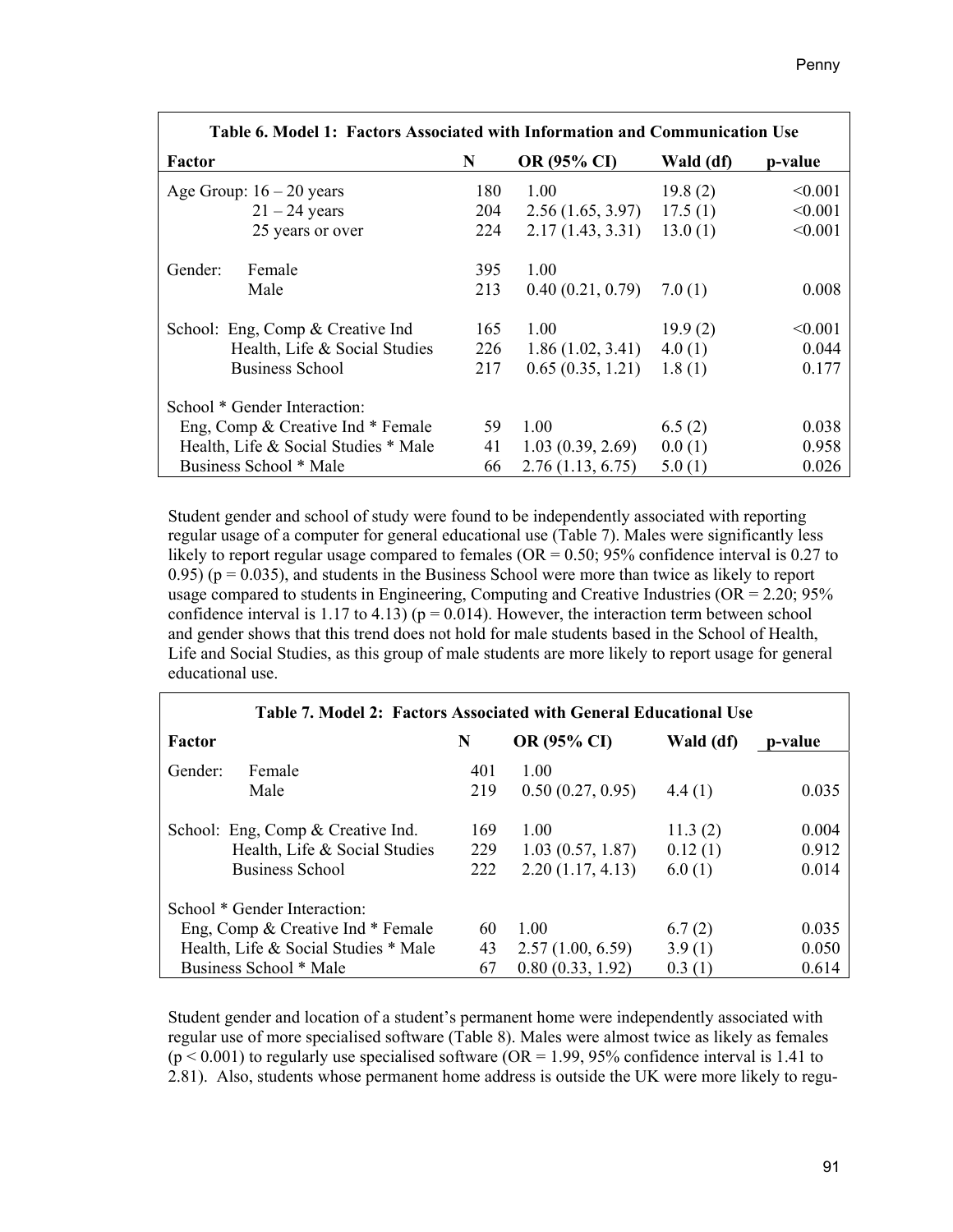**Table 6. Model 1: Factors Associated with Information and Communication Use**

| Factor | | N | OR (95% CI) | Wald (df) | p-value |
|---|---|---|---|---|---|
| Age Group: | 16 – 20 years | 180 | 1.00 | 19.8 (2) | <0.001 |
| | 21 – 24 years | 204 | 2.56 (1.65, 3.97) | 17.5 (1) | <0.001 |
| | 25 years or over | 224 | 2.17 (1.43, 3.31) | 13.0 (1) | <0.001 |
| Gender: | Female | 395 | 1.00 | | |
| | Male | 213 | 0.40 (0.21, 0.79) | 7.0 (1) | 0.008 |
| School: | Eng, Comp & Creative Ind | 165 | 1.00 | 19.9 (2) | <0.001 |
| | Health, Life & Social Studies | 226 | 1.86 (1.02, 3.41) | 4.0 (1) | 0.044 |
| | Business School | 217 | 0.65 (0.35, 1.21) | 1.8 (1) | 0.177 |
| School * Gender Interaction: | | | | | |
| Eng, Comp & Creative Ind * Female | | 59 | 1.00 | 6.5 (2) | 0.038 |
| Health, Life & Social Studies * Male | | 41 | 1.03 (0.39, 2.69) | 0.0 (1) | 0.958 |
| Business School * Male | | 66 | 2.76 (1.13, 6.75) | 5.0 (1) | 0.026 |

Student gender and school of study were found to be independently associated with reporting regular usage of a computer for general educational use (Table 7). Males were significantly less likely to report regular usage compared to females (OR = 0.50; 95% confidence interval is 0.27 to 0.95) ($p = 0.035$), and students in the Business School were more than twice as likely to report usage compared to students in Engineering, Computing and Creative Industries (OR = 2.20; 95% confidence interval is 1.17 to 4.13) ($p = 0.014$). However, the interaction term between school and gender shows that this trend does not hold for male students based in the School of Health, Life and Social Studies, as this group of male students are more likely to report usage for general educational use.

**Table 7. Model 2: Factors Associated with General Educational Use**

| Factor | | N | OR (95% CI) | Wald (df) | p-value |
|---|---|---|---|---|---|
| Gender: | Female | 401 | 1.00 | | |
| | Male | 219 | 0.50 (0.27, 0.95) | 4.4 (1) | 0.035 |
| School: | Eng, Comp & Creative Ind. | 169 | 1.00 | 11.3 (2) | 0.004 |
| | Health, Life & Social Studies | 229 | 1.03 (0.57, 1.87) | 0.12 (1) | 0.912 |
| | Business School | 222 | 2.20 (1.17, 4.13) | 6.0 (1) | 0.014 |
| School * Gender Interaction: | | | | | |
| Eng, Comp & Creative Ind * Female | | 60 | 1.00 | 6.7 (2) | 0.035 |
| Health, Life & Social Studies * Male | | 43 | 2.57 (1.00, 6.59) | 3.9 (1) | 0.050 |
| Business School * Male | | 67 | 0.80 (0.33, 1.92) | 0.3 (1) | 0.614 |

Student gender and location of a student's permanent home were independently associated with regular use of more specialised software (Table 8). Males were almost twice as likely as females ($p < 0.001$) to regularly use specialised software (OR = 1.99, 95% confidence interval is 1.41 to 2.81). Also, students whose permanent home address is outside the UK were more likely to regu-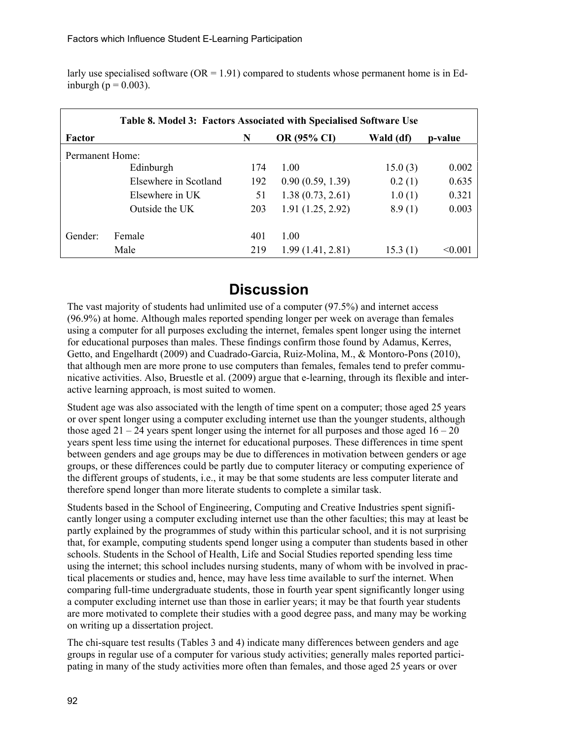larly use specialised software (OR = 1.91) compared to students whose permanent home is in Edinburgh (p = 0.003).

**Table 8. Model 3: Factors Associated with Specialised Software Use**

| Factor | | N | OR (95% CI) | Wald (df) | p-value |
|---|---|---|---|---|---|
| Permanent Home: | | | | | |
| | Edinburgh | 174 | 1.00 | 15.0 (3) | 0.002 |
| | Elsewhere in Scotland | 192 | 0.90 (0.59, 1.39) | 0.2 (1) | 0.635 |
| | Elsewhere in UK | 51 | 1.38 (0.73, 2.61) | 1.0 (1) | 0.321 |
| | Outside the UK | 203 | 1.91 (1.25, 2.92) | 8.9 (1) | 0.003 |
| Gender: | Female | 401 | 1.00 | | |
| | Male | 219 | 1.99 (1.41, 2.81) | 15.3 (1) | <0.001 |

# Discussion

The vast majority of students had unlimited use of a computer (97.5%) and internet access (96.9%) at home. Although males reported spending longer per week on average than females using a computer for all purposes excluding the internet, females spent longer using the internet for educational purposes than males. These findings confirm those found by Adamus, Kerres, Getto, and Engelhardt (2009) and Cuadrado-Garcia, Ruiz-Molina, M., & Montoro-Pons (2010), that although men are more prone to use computers than females, females tend to prefer communicative activities. Also, Bruestle et al. (2009) argue that e-learning, through its flexible and interactive learning approach, is most suited to women.

Student age was also associated with the length of time spent on a computer; those aged 25 years or over spent longer using a computer excluding internet use than the younger students, although those aged 21 – 24 years spent longer using the internet for all purposes and those aged 16 – 20 years spent less time using the internet for educational purposes. These differences in time spent between genders and age groups may be due to differences in motivation between genders or age groups, or these differences could be partly due to computer literacy or computing experience of the different groups of students, i.e., it may be that some students are less computer literate and therefore spend longer than more literate students to complete a similar task.

Students based in the School of Engineering, Computing and Creative Industries spent significantly longer using a computer excluding internet use than the other faculties; this may at least be partly explained by the programmes of study within this particular school, and it is not surprising that, for example, computing students spend longer using a computer than students based in other schools. Students in the School of Health, Life and Social Studies reported spending less time using the internet; this school includes nursing students, many of whom with be involved in practical placements or studies and, hence, may have less time available to surf the internet. When comparing full-time undergraduate students, those in fourth year spent significantly longer using a computer excluding internet use than those in earlier years; it may be that fourth year students are more motivated to complete their studies with a good degree pass, and many may be working on writing up a dissertation project.

The chi-square test results (Tables 3 and 4) indicate many differences between genders and age groups in regular use of a computer for various study activities; generally males reported participating in many of the study activities more often than females, and those aged 25 years or over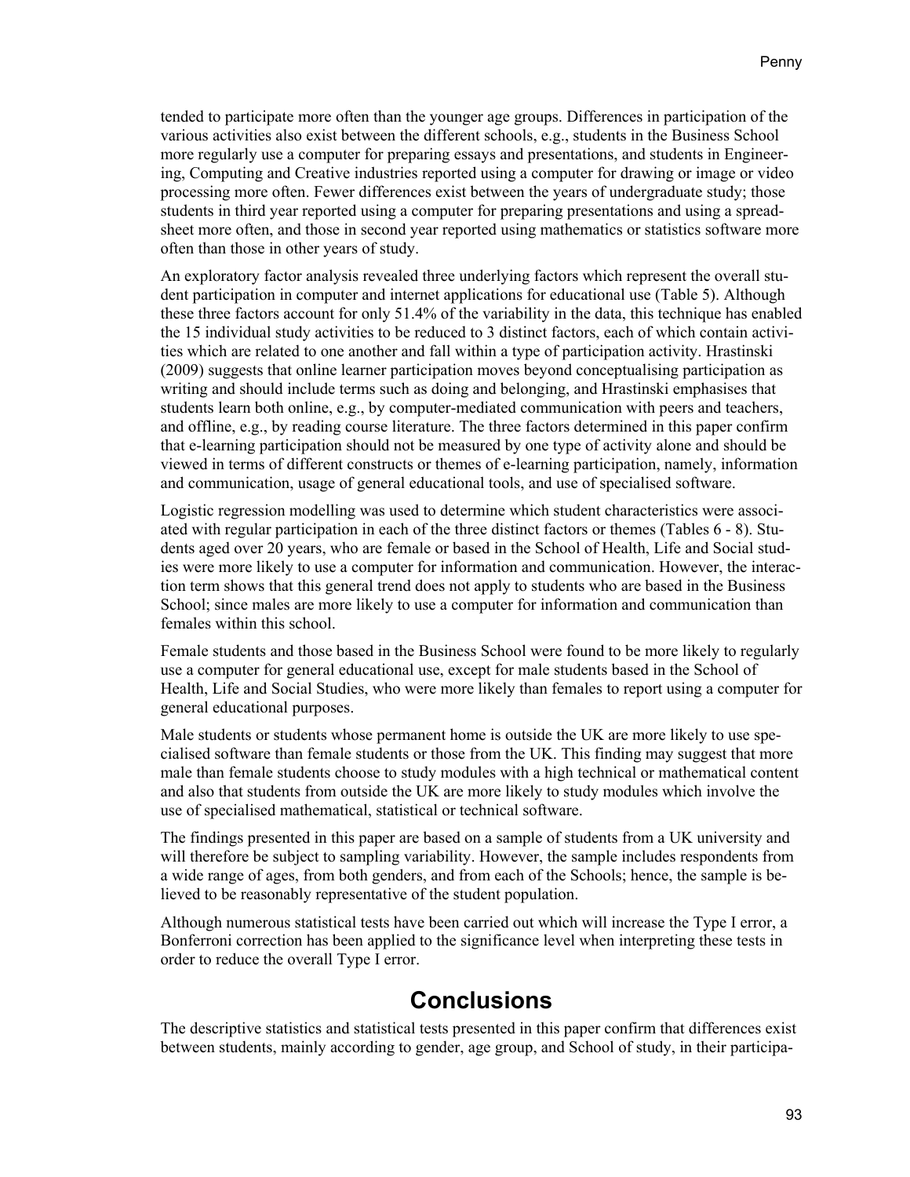tended to participate more often than the younger age groups. Differences in participation of the various activities also exist between the different schools, e.g., students in the Business School more regularly use a computer for preparing essays and presentations, and students in Engineering, Computing and Creative industries reported using a computer for drawing or image or video processing more often. Fewer differences exist between the years of undergraduate study; those students in third year reported using a computer for preparing presentations and using a spreadsheet more often, and those in second year reported using mathematics or statistics software more often than those in other years of study.

An exploratory factor analysis revealed three underlying factors which represent the overall student participation in computer and internet applications for educational use (Table 5). Although these three factors account for only 51.4% of the variability in the data, this technique has enabled the 15 individual study activities to be reduced to 3 distinct factors, each of which contain activities which are related to one another and fall within a type of participation activity. Hrastinski (2009) suggests that online learner participation moves beyond conceptualising participation as writing and should include terms such as doing and belonging, and Hrastinski emphasises that students learn both online, e.g., by computer-mediated communication with peers and teachers, and offline, e.g., by reading course literature. The three factors determined in this paper confirm that e-learning participation should not be measured by one type of activity alone and should be viewed in terms of different constructs or themes of e-learning participation, namely, information and communication, usage of general educational tools, and use of specialised software.

Logistic regression modelling was used to determine which student characteristics were associated with regular participation in each of the three distinct factors or themes (Tables 6 - 8). Students aged over 20 years, who are female or based in the School of Health, Life and Social studies were more likely to use a computer for information and communication. However, the interaction term shows that this general trend does not apply to students who are based in the Business School; since males are more likely to use a computer for information and communication than females within this school.

Female students and those based in the Business School were found to be more likely to regularly use a computer for general educational use, except for male students based in the School of Health, Life and Social Studies, who were more likely than females to report using a computer for general educational purposes.

Male students or students whose permanent home is outside the UK are more likely to use specialised software than female students or those from the UK. This finding may suggest that more male than female students choose to study modules with a high technical or mathematical content and also that students from outside the UK are more likely to study modules which involve the use of specialised mathematical, statistical or technical software.

The findings presented in this paper are based on a sample of students from a UK university and will therefore be subject to sampling variability. However, the sample includes respondents from a wide range of ages, from both genders, and from each of the Schools; hence, the sample is believed to be reasonably representative of the student population.

Although numerous statistical tests have been carried out which will increase the Type I error, a Bonferroni correction has been applied to the significance level when interpreting these tests in order to reduce the overall Type I error.

# Conclusions

The descriptive statistics and statistical tests presented in this paper confirm that differences exist between students, mainly according to gender, age group, and School of study, in their participa-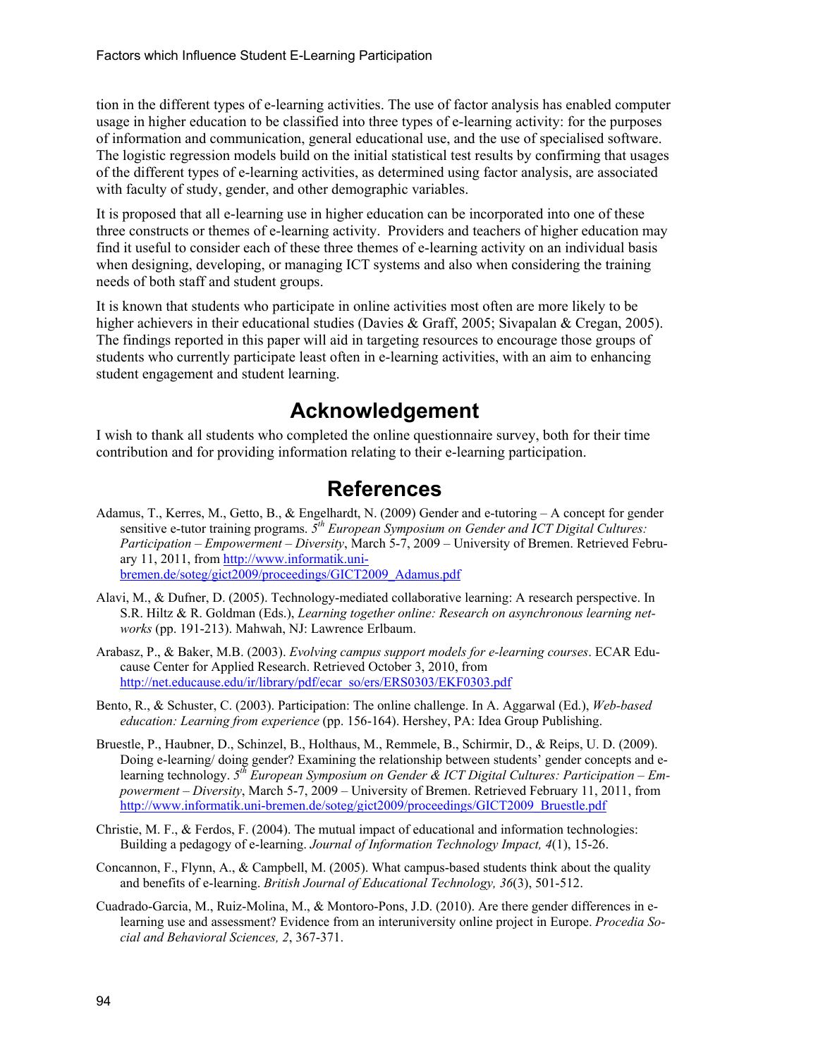tion in the different types of e-learning activities. The use of factor analysis has enabled computer usage in higher education to be classified into three types of e-learning activity: for the purposes of information and communication, general educational use, and the use of specialised software. The logistic regression models build on the initial statistical test results by confirming that usages of the different types of e-learning activities, as determined using factor analysis, are associated with faculty of study, gender, and other demographic variables.

It is proposed that all e-learning use in higher education can be incorporated into one of these three constructs or themes of e-learning activity. Providers and teachers of higher education may find it useful to consider each of these three themes of e-learning activity on an individual basis when designing, developing, or managing ICT systems and also when considering the training needs of both staff and student groups.

It is known that students who participate in online activities most often are more likely to be higher achievers in their educational studies (Davies & Graff, 2005; Sivapalan & Cregan, 2005). The findings reported in this paper will aid in targeting resources to encourage those groups of students who currently participate least often in e-learning activities, with an aim to enhancing student engagement and student learning.

## Acknowledgement

I wish to thank all students who completed the online questionnaire survey, both for their time contribution and for providing information relating to their e-learning participation.

## References

Adamus, T., Kerres, M., Getto, B., & Engelhardt, N. (2009) Gender and e-tutoring – A concept for gender sensitive e-tutor training programs. *5th European Symposium on Gender and ICT Digital Cultures: Participation – Empowerment – Diversity*, March 5-7, 2009 – University of Bremen. Retrieved February 11, 2011, from http://www.informatik.uni-bremen.de/soteg/gict2009/proceedings/GICT2009_Adamus.pdf

Alavi, M., & Dufner, D. (2005). Technology-mediated collaborative learning: A research perspective. In S.R. Hiltz & R. Goldman (Eds.), *Learning together online: Research on asynchronous learning networks* (pp. 191-213). Mahwah, NJ: Lawrence Erlbaum.

Arabasz, P., & Baker, M.B. (2003). *Evolving campus support models for e-learning courses*. ECAR Educause Center for Applied Research. Retrieved October 3, 2010, from http://net.educause.edu/ir/library/pdf/ecar_so/ers/ERS0303/EKF0303.pdf

Bento, R., & Schuster, C. (2003). Participation: The online challenge. In A. Aggarwal (Ed.), *Web-based education: Learning from experience* (pp. 156-164). Hershey, PA: Idea Group Publishing.

Bruestle, P., Haubner, D., Schinzel, B., Holthaus, M., Remmele, B., Schirmir, D., & Reips, U. D. (2009). Doing e-learning/ doing gender? Examining the relationship between students' gender concepts and e-learning technology. *5th European Symposium on Gender & ICT Digital Cultures: Participation – Empowerment – Diversity*, March 5-7, 2009 – University of Bremen. Retrieved February 11, 2011, from http://www.informatik.uni-bremen.de/soteg/gict2009/proceedings/GICT2009_Bruestle.pdf

Christie, M. F., & Ferdos, F. (2004). The mutual impact of educational and information technologies: Building a pedagogy of e-learning. *Journal of Information Technology Impact, 4*(1), 15-26.

Concannon, F., Flynn, A., & Campbell, M. (2005). What campus-based students think about the quality and benefits of e-learning. *British Journal of Educational Technology, 36*(3), 501-512.

Cuadrado-Garcia, M., Ruiz-Molina, M., & Montoro-Pons, J.D. (2010). Are there gender differences in e-learning use and assessment? Evidence from an interuniversity online project in Europe. *Procedia Social and Behavioral Sciences, 2*, 367-371.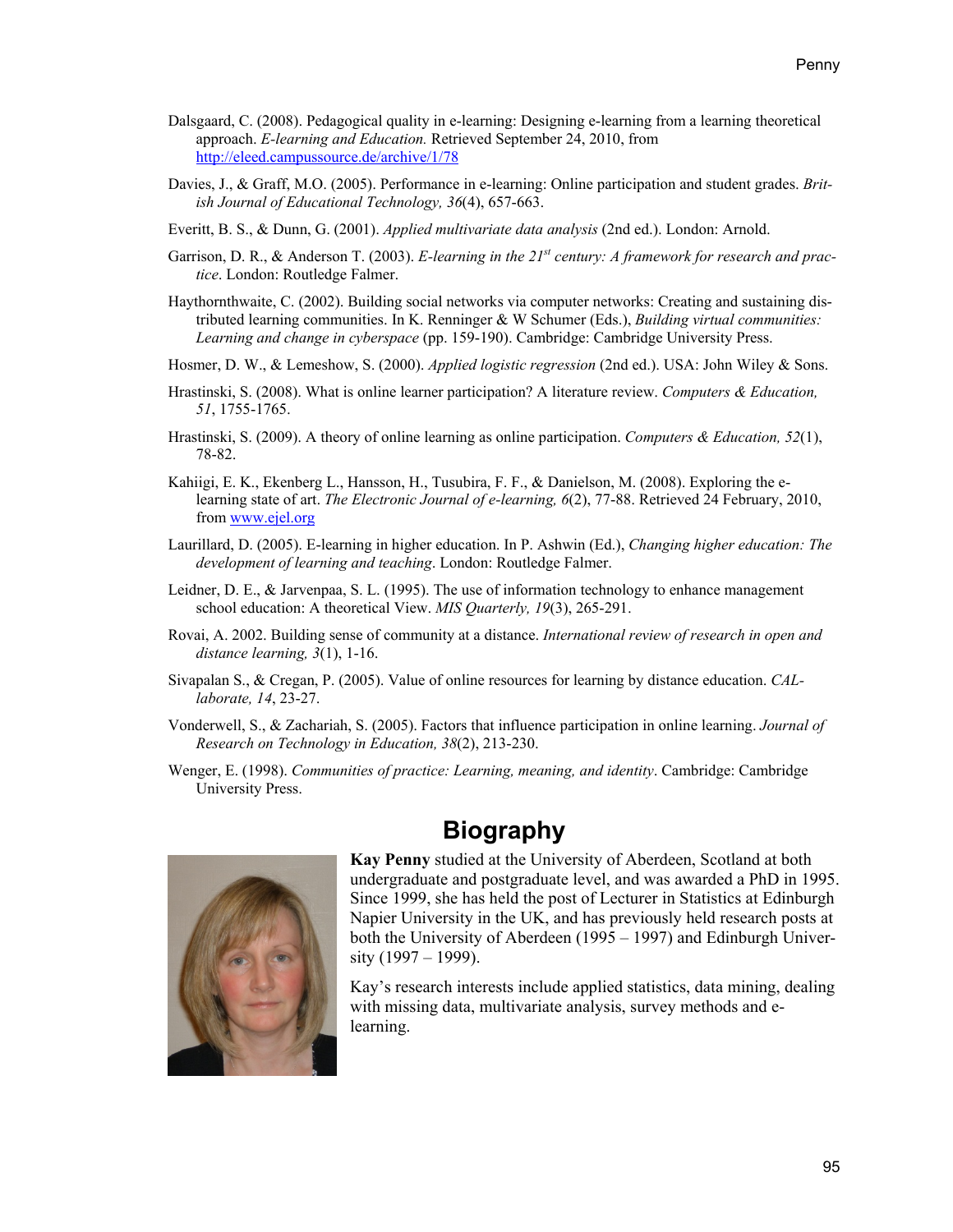Dalsgaard, C. (2008). Pedagogical quality in e-learning: Designing e-learning from a learning theoretical approach. *E-learning and Education.* Retrieved September 24, 2010, from http://eleed.campussource.de/archive/1/78

Davies, J., & Graff, M.O. (2005). Performance in e-learning: Online participation and student grades. *British Journal of Educational Technology, 36*(4), 657-663.

Everitt, B. S., & Dunn, G. (2001). *Applied multivariate data analysis* (2nd ed.). London: Arnold.

Garrison, D. R., & Anderson T. (2003). *E-learning in the 21st century: A framework for research and practice*. London: Routledge Falmer.

Haythornthwaite, C. (2002). Building social networks via computer networks: Creating and sustaining distributed learning communities. In K. Renninger & W Schumer (Eds.), *Building virtual communities: Learning and change in cyberspace* (pp. 159-190). Cambridge: Cambridge University Press.

Hosmer, D. W., & Lemeshow, S. (2000). *Applied logistic regression* (2nd ed.). USA: John Wiley & Sons.

Hrastinski, S. (2008). What is online learner participation? A literature review. *Computers & Education, 51*, 1755-1765.

Hrastinski, S. (2009). A theory of online learning as online participation. *Computers & Education, 52*(1), 78-82.

Kahiigi, E. K., Ekenberg L., Hansson, H., Tusubira, F. F., & Danielson, M. (2008). Exploring the e-learning state of art. *The Electronic Journal of e-learning, 6*(2), 77-88. Retrieved 24 February, 2010, from www.ejel.org

Laurillard, D. (2005). E-learning in higher education. In P. Ashwin (Ed.), *Changing higher education: The development of learning and teaching*. London: Routledge Falmer.

Leidner, D. E., & Jarvenpaa, S. L. (1995). The use of information technology to enhance management school education: A theoretical View. *MIS Quarterly, 19*(3), 265-291.

Rovai, A. 2002. Building sense of community at a distance. *International review of research in open and distance learning, 3*(1), 1-16.

Sivapalan S., & Cregan, P. (2005). Value of online resources for learning by distance education. *CAL-laborate, 14*, 23-27.

Vonderwell, S., & Zachariah, S. (2005). Factors that influence participation in online learning. *Journal of Research on Technology in Education, 38*(2), 213-230.

Wenger, E. (1998). *Communities of practice: Learning, meaning, and identity*. Cambridge: Cambridge University Press.

# Biography

**Kay Penny** studied at the University of Aberdeen, Scotland at both undergraduate and postgraduate level, and was awarded a PhD in 1995. Since 1999, she has held the post of Lecturer in Statistics at Edinburgh Napier University in the UK, and has previously held research posts at both the University of Aberdeen (1995 – 1997) and Edinburgh University (1997 – 1999).

Kay's research interests include applied statistics, data mining, dealing with missing data, multivariate analysis, survey methods and e-learning.